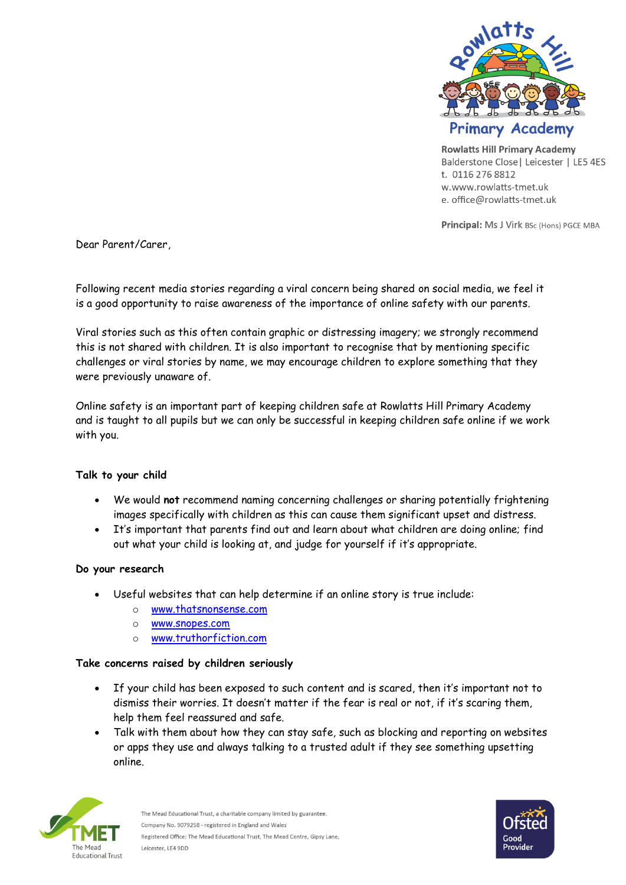Rowlatts Hill Primary Academy

**Rowlatts Hill Primary Academy**
Balderstone Close | Leicester | LE5 4ES
t. 0116 276 8812
w.www.rowlatts-tmet.uk
e. office@rowlatts-tmet.uk

**Principal:** Ms J Virk BSc (Hons) PGCE MBA

Dear Parent/Carer,

Following recent media stories regarding a viral concern being shared on social media, we feel it is a good opportunity to raise awareness of the importance of online safety with our parents.

Viral stories such as this often contain graphic or distressing imagery; we strongly recommend this is not shared with children. It is also important to recognise that by mentioning specific challenges or viral stories by name, we may encourage children to explore something that they were previously unaware of.

Online safety is an important part of keeping children safe at Rowlatts Hill Primary Academy and is taught to all pupils but we can only be successful in keeping children safe online if we work with you.

**Talk to your child**

- We would **not** recommend naming concerning challenges or sharing potentially frightening images specifically with children as this can cause them significant upset and distress.
- It's important that parents find out and learn about what children are doing online; find out what your child is looking at, and judge for yourself if it's appropriate.

**Do your research**

- Useful websites that can help determine if an online story is true include:
  - www.thatsnonsense.com
  - www.snopes.com
  - www.truthorfiction.com

**Take concerns raised by children seriously**

- If your child has been exposed to such content and is scared, then it's important not to dismiss their worries. It doesn't matter if the fear is real or not, if it's scaring them, help them feel reassured and safe.
- Talk with them about how they can stay safe, such as blocking and reporting on websites or apps they use and always talking to a trusted adult if they see something upsetting online.

The Mead Educational Trust, a charitable company limited by guarantee.
Company No. 9079258 - registered in England and Wales
Registered Office: The Mead Educational Trust, The Mead Centre, Gipsy Lane, Leicester, LE4 9DD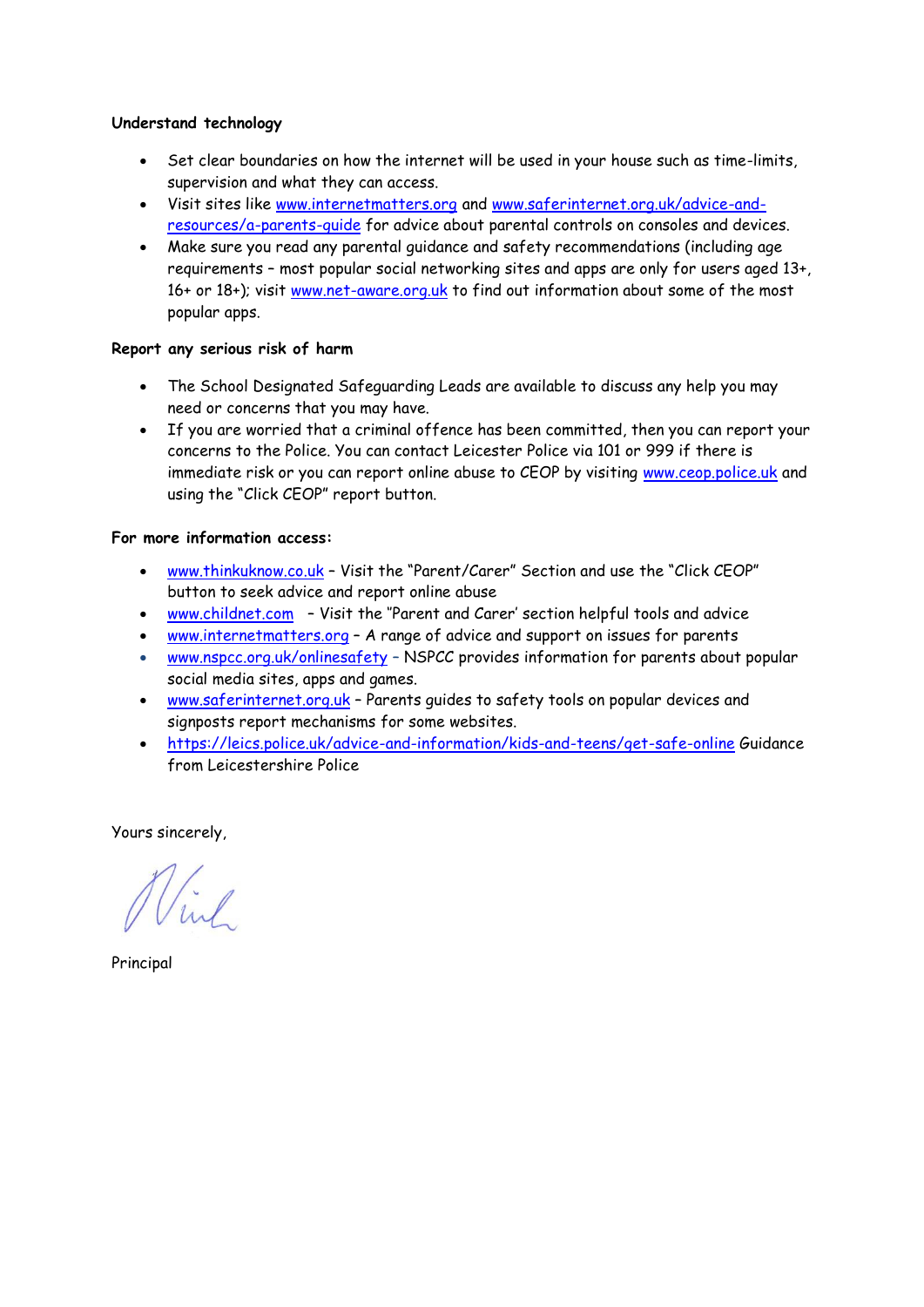**Understand technology**

- Set clear boundaries on how the internet will be used in your house such as time-limits, supervision and what they can access.
- Visit sites like www.internetmatters.org and www.saferinternet.org.uk/advice-and-resources/a-parents-guide for advice about parental controls on consoles and devices.
- Make sure you read any parental guidance and safety recommendations (including age requirements – most popular social networking sites and apps are only for users aged 13+, 16+ or 18+); visit www.net-aware.org.uk to find out information about some of the most popular apps.

**Report any serious risk of harm**

- The School Designated Safeguarding Leads are available to discuss any help you may need or concerns that you may have.
- If you are worried that a criminal offence has been committed, then you can report your concerns to the Police. You can contact Leicester Police via 101 or 999 if there is immediate risk or you can report online abuse to CEOP by visiting www.ceop.police.uk and using the "Click CEOP" report button.

**For more information access:**

- www.thinkuknow.co.uk – Visit the "Parent/Carer" Section and use the "Click CEOP" button to seek advice and report online abuse
- www.childnet.com – Visit the 'Parent and Carer' section helpful tools and advice
- www.internetmatters.org – A range of advice and support on issues for parents
- www.nspcc.org.uk/onlinesafety – NSPCC provides information for parents about popular social media sites, apps and games.
- www.saferinternet.org.uk – Parents guides to safety tools on popular devices and signposts report mechanisms for some websites.
- https://leics.police.uk/advice-and-information/kids-and-teens/get-safe-online Guidance from Leicestershire Police

Yours sincerely,

Principal